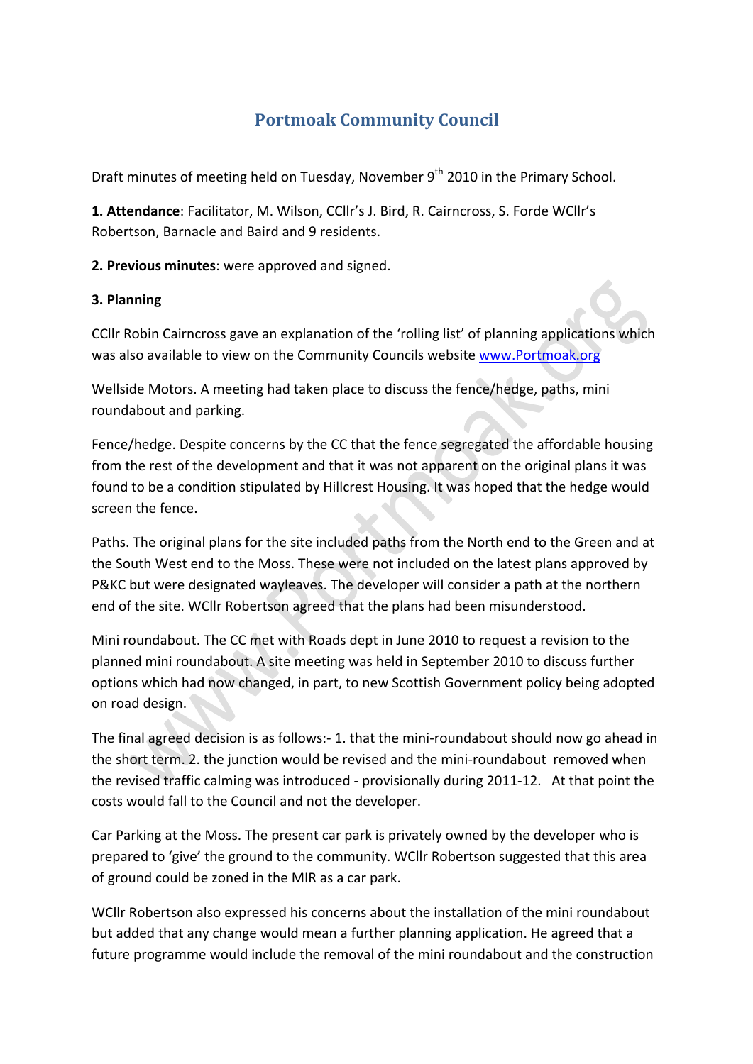# Portmoak Community Council

Draft minutes of meeting held on Tuesday, November 9th 2010 in the Primary School.

**1. Attendance**: Facilitator, M. Wilson, CCllr's J. Bird, R. Cairncross, S. Forde WCllr's Robertson, Barnacle and Baird and 9 residents.

**2. Previous minutes**: were approved and signed.

**3. Planning**

CCllr Robin Cairncross gave an explanation of the 'rolling list' of planning applications which was also available to view on the Community Councils website www.Portmoak.org

Wellside Motors. A meeting had taken place to discuss the fence/hedge, paths, mini roundabout and parking.

Fence/hedge. Despite concerns by the CC that the fence segregated the affordable housing from the rest of the development and that it was not apparent on the original plans it was found to be a condition stipulated by Hillcrest Housing. It was hoped that the hedge would screen the fence.

Paths. The original plans for the site included paths from the North end to the Green and at the South West end to the Moss. These were not included on the latest plans approved by P&KC but were designated wayleaves. The developer will consider a path at the northern end of the site. WCllr Robertson agreed that the plans had been misunderstood.

Mini roundabout. The CC met with Roads dept in June 2010 to request a revision to the planned mini roundabout. A site meeting was held in September 2010 to discuss further options which had now changed, in part, to new Scottish Government policy being adopted on road design.

The final agreed decision is as follows:- 1. that the mini-roundabout should now go ahead in the short term. 2. the junction would be revised and the mini-roundabout removed when the revised traffic calming was introduced - provisionally during 2011-12. At that point the costs would fall to the Council and not the developer.

Car Parking at the Moss. The present car park is privately owned by the developer who is prepared to 'give' the ground to the community. WCllr Robertson suggested that this area of ground could be zoned in the MIR as a car park.

WCllr Robertson also expressed his concerns about the installation of the mini roundabout but added that any change would mean a further planning application. He agreed that a future programme would include the removal of the mini roundabout and the construction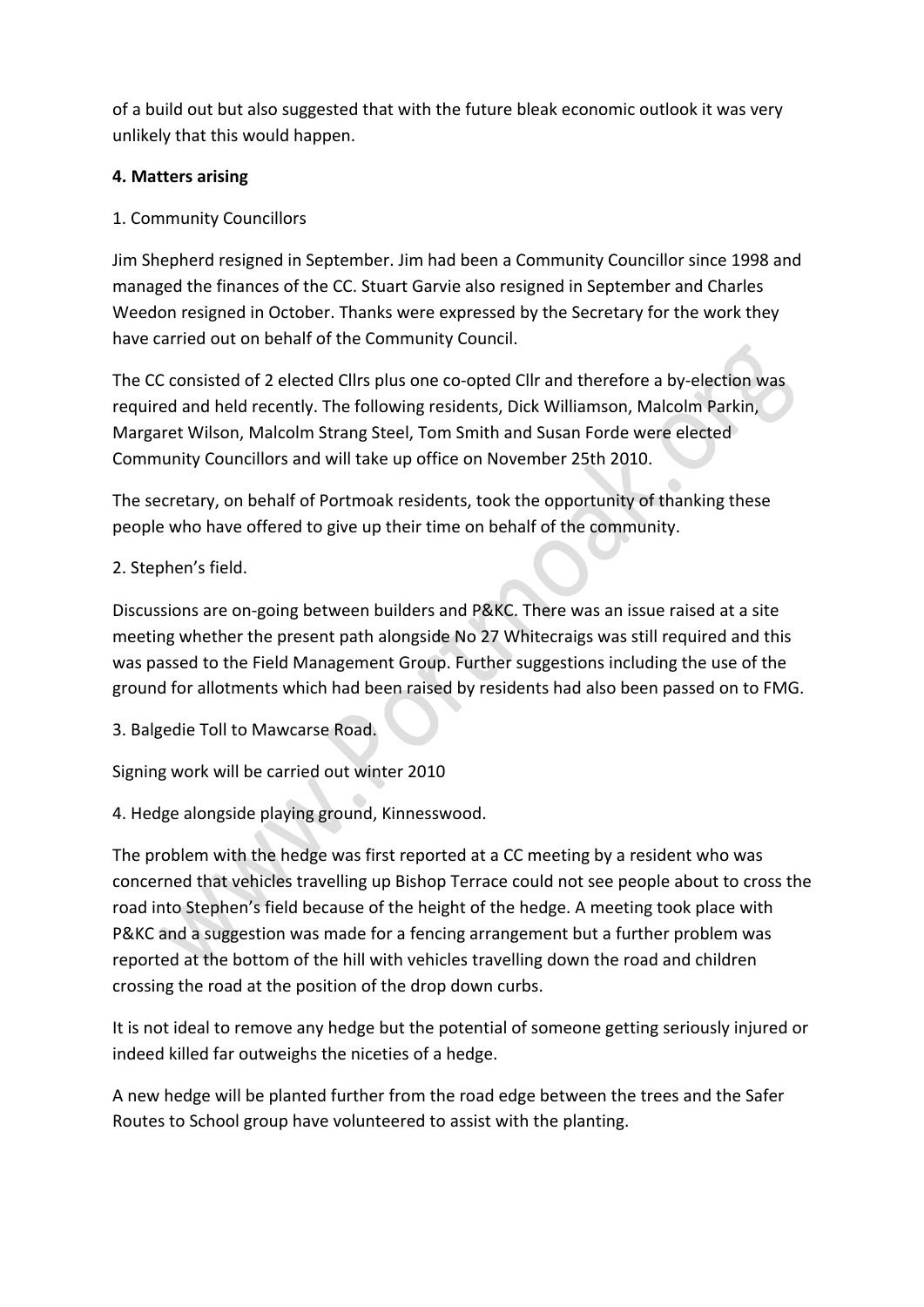of a build out but also suggested that with the future bleak economic outlook it was very unlikely that this would happen.

**4. Matters arising**

1. Community Councillors

Jim Shepherd resigned in September. Jim had been a Community Councillor since 1998 and managed the finances of the CC. Stuart Garvie also resigned in September and Charles Weedon resigned in October. Thanks were expressed by the Secretary for the work they have carried out on behalf of the Community Council.

The CC consisted of 2 elected Cllrs plus one co-opted Cllr and therefore a by-election was required and held recently. The following residents, Dick Williamson, Malcolm Parkin, Margaret Wilson, Malcolm Strang Steel, Tom Smith and Susan Forde were elected Community Councillors and will take up office on November 25th 2010.

The secretary, on behalf of Portmoak residents, took the opportunity of thanking these people who have offered to give up their time on behalf of the community.

2. Stephen's field.

Discussions are on-going between builders and P&KC. There was an issue raised at a site meeting whether the present path alongside No 27 Whitecraigs was still required and this was passed to the Field Management Group. Further suggestions including the use of the ground for allotments which had been raised by residents had also been passed on to FMG.

3. Balgedie Toll to Mawcarse Road.

Signing work will be carried out winter 2010

4. Hedge alongside playing ground, Kinnesswood.

The problem with the hedge was first reported at a CC meeting by a resident who was concerned that vehicles travelling up Bishop Terrace could not see people about to cross the road into Stephen's field because of the height of the hedge. A meeting took place with P&KC and a suggestion was made for a fencing arrangement but a further problem was reported at the bottom of the hill with vehicles travelling down the road and children crossing the road at the position of the drop down curbs.

It is not ideal to remove any hedge but the potential of someone getting seriously injured or indeed killed far outweighs the niceties of a hedge.

A new hedge will be planted further from the road edge between the trees and the Safer Routes to School group have volunteered to assist with the planting.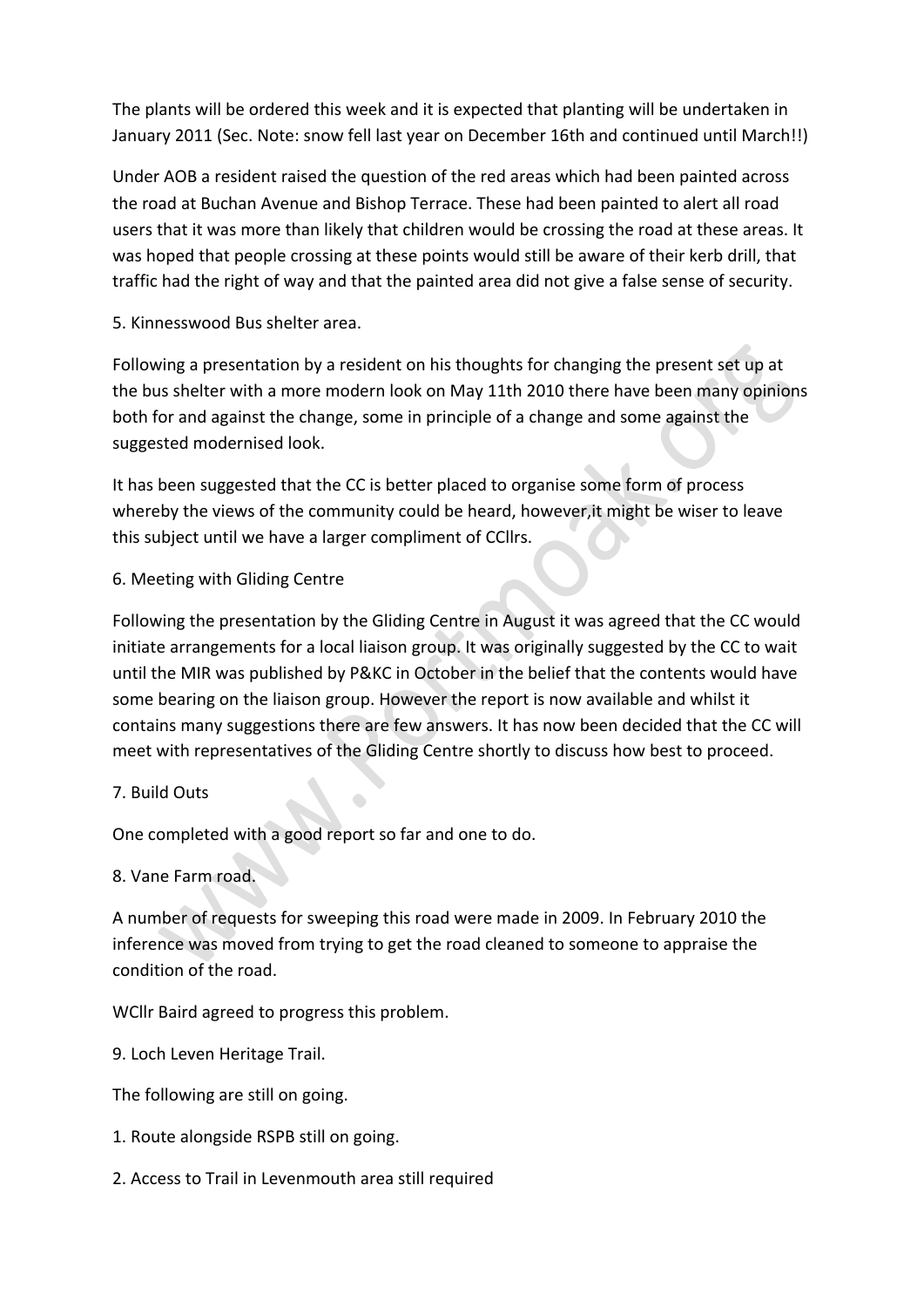The plants will be ordered this week and it is expected that planting will be undertaken in January 2011 (Sec. Note: snow fell last year on December 16th and continued until March!!)

Under AOB a resident raised the question of the red areas which had been painted across the road at Buchan Avenue and Bishop Terrace. These had been painted to alert all road users that it was more than likely that children would be crossing the road at these areas. It was hoped that people crossing at these points would still be aware of their kerb drill, that traffic had the right of way and that the painted area did not give a false sense of security.

5. Kinnesswood Bus shelter area.

Following a presentation by a resident on his thoughts for changing the present set up at the bus shelter with a more modern look on May 11th 2010 there have been many opinions both for and against the change, some in principle of a change and some against the suggested modernised look.

It has been suggested that the CC is better placed to organise some form of process whereby the views of the community could be heard, however,it might be wiser to leave this subject until we have a larger compliment of CCllrs.

6. Meeting with Gliding Centre

Following the presentation by the Gliding Centre in August it was agreed that the CC would initiate arrangements for a local liaison group. It was originally suggested by the CC to wait until the MIR was published by P&KC in October in the belief that the contents would have some bearing on the liaison group. However the report is now available and whilst it contains many suggestions there are few answers. It has now been decided that the CC will meet with representatives of the Gliding Centre shortly to discuss how best to proceed.

7. Build Outs

One completed with a good report so far and one to do.

8. Vane Farm road.

A number of requests for sweeping this road were made in 2009. In February 2010 the inference was moved from trying to get the road cleaned to someone to appraise the condition of the road.

WCllr Baird agreed to progress this problem.

9. Loch Leven Heritage Trail.

The following are still on going.

1. Route alongside RSPB still on going.

2. Access to Trail in Levenmouth area still required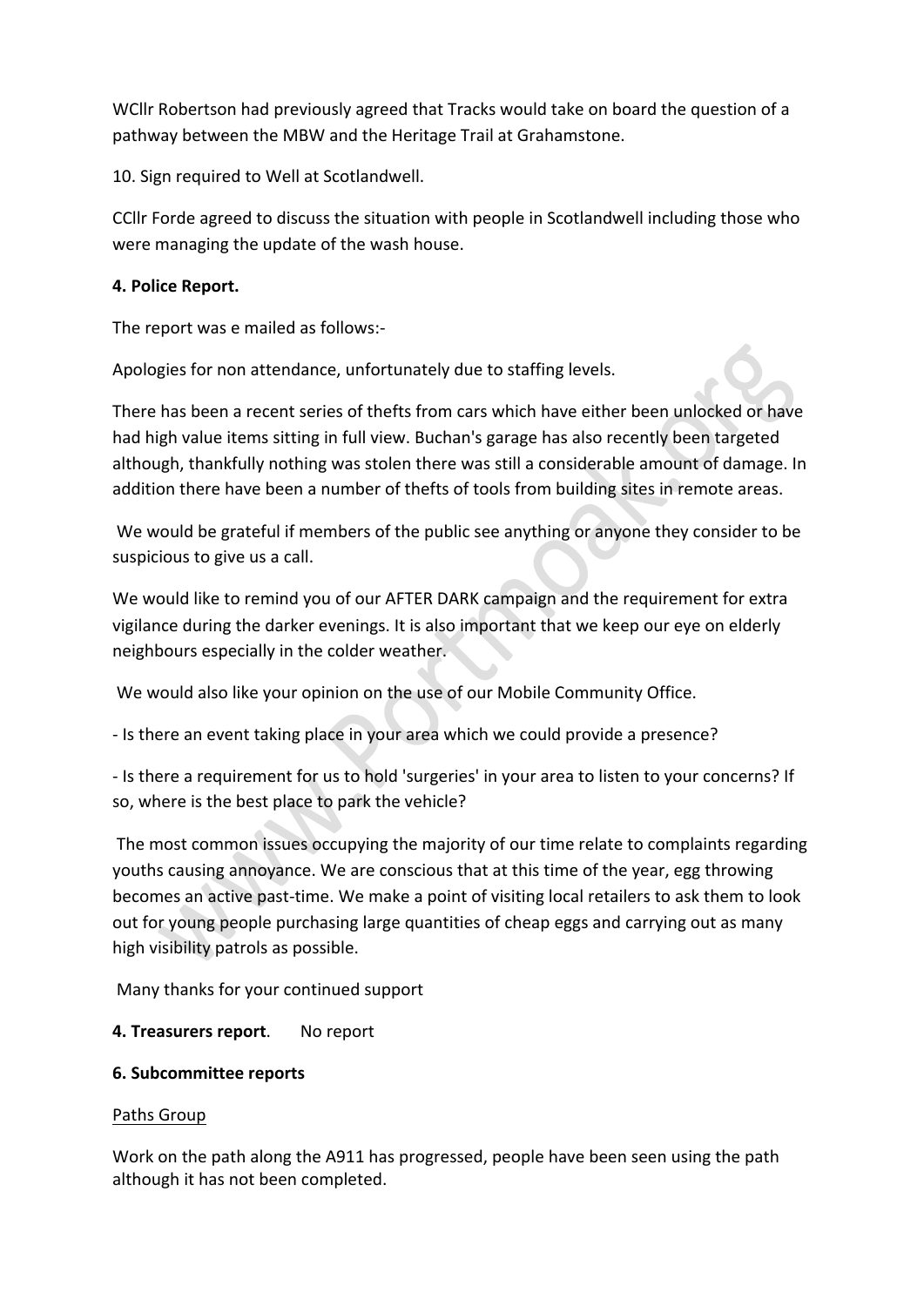WCllr Robertson had previously agreed that Tracks would take on board the question of a pathway between the MBW and the Heritage Trail at Grahamstone.

10. Sign required to Well at Scotlandwell.

CCllr Forde agreed to discuss the situation with people in Scotlandwell including those who were managing the update of the wash house.

**4. Police Report.**

The report was e mailed as follows:-

Apologies for non attendance, unfortunately due to staffing levels.

There has been a recent series of thefts from cars which have either been unlocked or have had high value items sitting in full view. Buchan's garage has also recently been targeted although, thankfully nothing was stolen there was still a considerable amount of damage. In addition there have been a number of thefts of tools from building sites in remote areas.

We would be grateful if members of the public see anything or anyone they consider to be suspicious to give us a call.

We would like to remind you of our AFTER DARK campaign and the requirement for extra vigilance during the darker evenings. It is also important that we keep our eye on elderly neighbours especially in the colder weather.

We would also like your opinion on the use of our Mobile Community Office.

- Is there an event taking place in your area which we could provide a presence?

- Is there a requirement for us to hold 'surgeries' in your area to listen to your concerns? If so, where is the best place to park the vehicle?

The most common issues occupying the majority of our time relate to complaints regarding youths causing annoyance. We are conscious that at this time of the year, egg throwing becomes an active past-time. We make a point of visiting local retailers to ask them to look out for young people purchasing large quantities of cheap eggs and carrying out as many high visibility patrols as possible.

Many thanks for your continued support

**4. Treasurers report**. No report

**6. Subcommittee reports**

Paths Group

Work on the path along the A911 has progressed, people have been seen using the path although it has not been completed.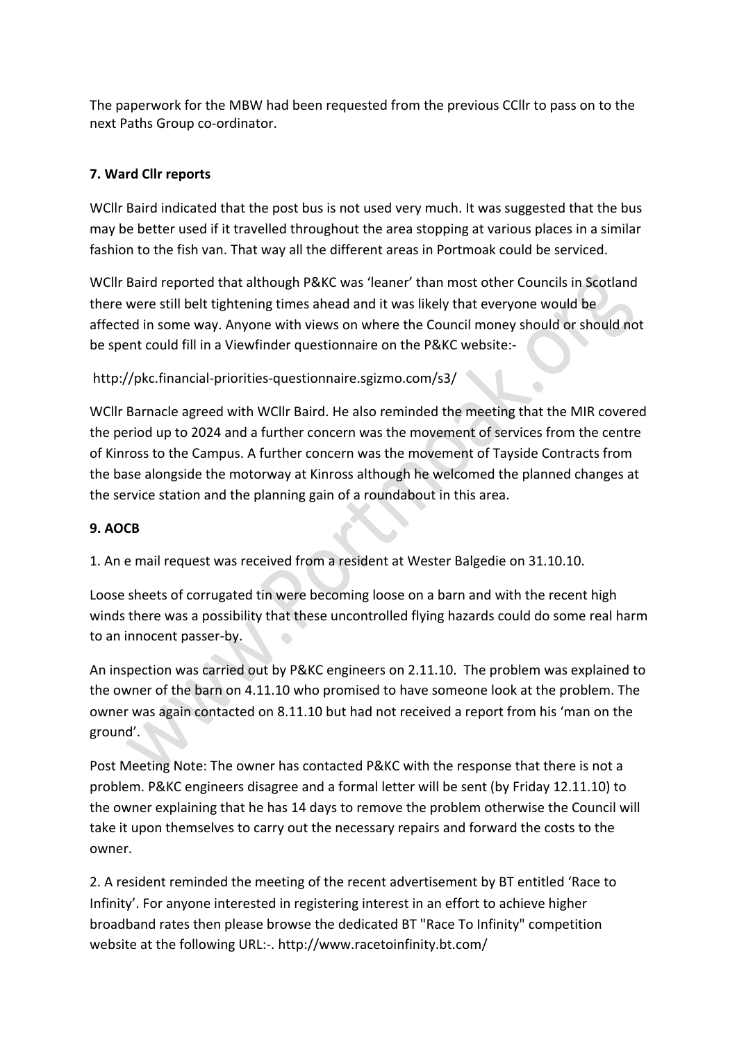The paperwork for the MBW had been requested from the previous CCllr to pass on to the next Paths Group co-ordinator.

**7. Ward Cllr reports**

WCllr Baird indicated that the post bus is not used very much. It was suggested that the bus may be better used if it travelled throughout the area stopping at various places in a similar fashion to the fish van. That way all the different areas in Portmoak could be serviced.

WCllr Baird reported that although P&KC was 'leaner' than most other Councils in Scotland there were still belt tightening times ahead and it was likely that everyone would be affected in some way. Anyone with views on where the Council money should or should not be spent could fill in a Viewfinder questionnaire on the P&KC website:-

http://pkc.financial-priorities-questionnaire.sgizmo.com/s3/

WCllr Barnacle agreed with WCllr Baird. He also reminded the meeting that the MIR covered the period up to 2024 and a further concern was the movement of services from the centre of Kinross to the Campus. A further concern was the movement of Tayside Contracts from the base alongside the motorway at Kinross although he welcomed the planned changes at the service station and the planning gain of a roundabout in this area.

**9. AOCB**

1. An e mail request was received from a resident at Wester Balgedie on 31.10.10.

Loose sheets of corrugated tin were becoming loose on a barn and with the recent high winds there was a possibility that these uncontrolled flying hazards could do some real harm to an innocent passer-by.

An inspection was carried out by P&KC engineers on 2.11.10. The problem was explained to the owner of the barn on 4.11.10 who promised to have someone look at the problem. The owner was again contacted on 8.11.10 but had not received a report from his 'man on the ground'.

Post Meeting Note: The owner has contacted P&KC with the response that there is not a problem. P&KC engineers disagree and a formal letter will be sent (by Friday 12.11.10) to the owner explaining that he has 14 days to remove the problem otherwise the Council will take it upon themselves to carry out the necessary repairs and forward the costs to the owner.

2. A resident reminded the meeting of the recent advertisement by BT entitled 'Race to Infinity'. For anyone interested in registering interest in an effort to achieve higher broadband rates then please browse the dedicated BT "Race To Infinity" competition website at the following URL:-. http://www.racetoinfinity.bt.com/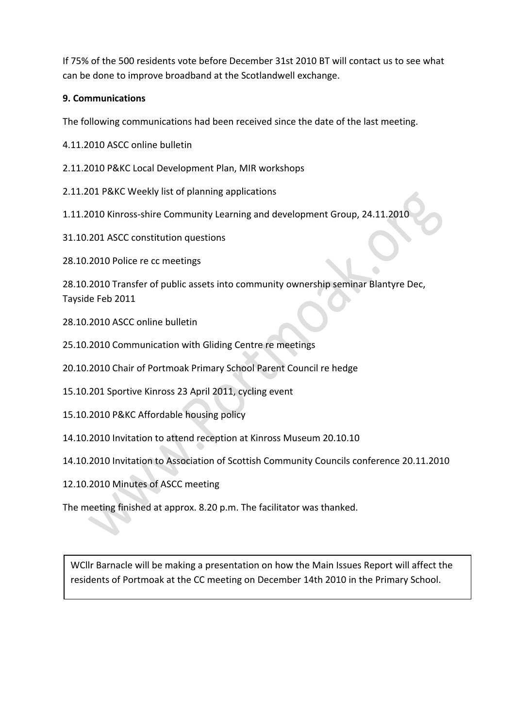If 75% of the 500 residents vote before December 31st 2010 BT will contact us to see what can be done to improve broadband at the Scotlandwell exchange.

**9. Communications**

The following communications had been received since the date of the last meeting.

4.11.2010 ASCC online bulletin

2.11.2010 P&KC Local Development Plan, MIR workshops

2.11.201 P&KC Weekly list of planning applications

1.11.2010 Kinross-shire Community Learning and development Group, 24.11.2010

31.10.201 ASCC constitution questions

28.10.2010 Police re cc meetings

28.10.2010 Transfer of public assets into community ownership seminar Blantyre Dec, Tayside Feb 2011

28.10.2010 ASCC online bulletin

25.10.2010 Communication with Gliding Centre re meetings

20.10.2010 Chair of Portmoak Primary School Parent Council re hedge

15.10.201 Sportive Kinross 23 April 2011, cycling event

15.10.2010 P&KC Affordable housing policy

14.10.2010 Invitation to attend reception at Kinross Museum 20.10.10

14.10.2010 Invitation to Association of Scottish Community Councils conference 20.11.2010

12.10.2010 Minutes of ASCC meeting

The meeting finished at approx. 8.20 p.m. The facilitator was thanked.

WCllr Barnacle will be making a presentation on how the Main Issues Report will affect the residents of Portmoak at the CC meeting on December 14th 2010 in the Primary School.